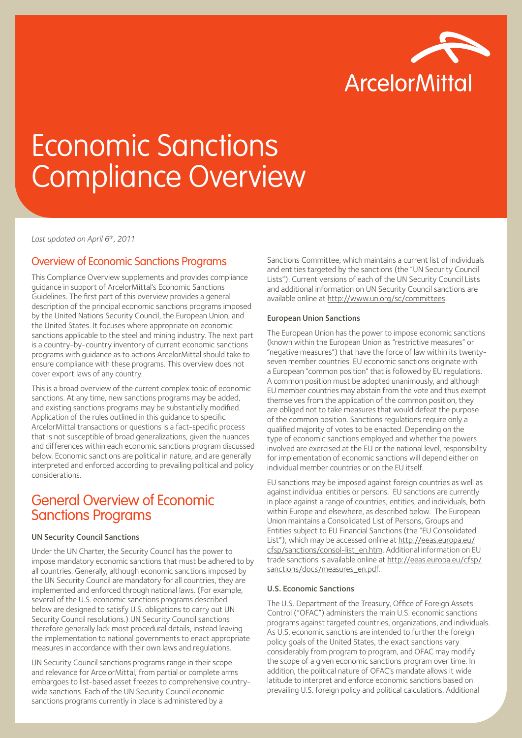ArcelorMittal

# Economic Sanctions Compliance Overview

*Last updated on April 6th, 2011*

## Overview of Economic Sanctions Programs

This Compliance Overview supplements and provides compliance guidance in support of ArcelorMittal's Economic Sanctions Guidelines. The first part of this overview provides a general description of the principal economic sanctions programs imposed by the United Nations Security Council, the European Union, and the United States. It focuses where appropriate on economic sanctions applicable to the steel and mining industry. The next part is a country-by-country inventory of current economic sanctions programs with guidance as to actions ArcelorMittal should take to ensure compliance with these programs. This overview does not cover export laws of any country.

This is a broad overview of the current complex topic of economic sanctions. At any time, new sanctions programs may be added, and existing sanctions programs may be substantially modified. Application of the rules outlined in this guidance to specific ArcelorMittal transactions or questions is a fact-specific process that is not susceptible of broad generalizations, given the nuances and differences within each economic sanctions program discussed below. Economic sanctions are political in nature, and are generally interpreted and enforced according to prevailing political and policy considerations.

# General Overview of Economic Sanctions Programs

### UN Security Council Sanctions

Under the UN Charter, the Security Council has the power to impose mandatory economic sanctions that must be adhered to by all countries. Generally, although economic sanctions imposed by the UN Security Council are mandatory for all countries, they are implemented and enforced through national laws. (For example, several of the U.S. economic sanctions programs described below are designed to satisfy U.S. obligations to carry out UN Security Council resolutions.) UN Security Council sanctions therefore generally lack most procedural details, instead leaving the implementation to national governments to enact appropriate measures in accordance with their own laws and regulations.

UN Security Council sanctions programs range in their scope and relevance for ArcelorMittal, from partial or complete arms embargoes to list-based asset freezes to comprehensive country-wide sanctions. Each of the UN Security Council economic sanctions programs currently in place is administered by a Sanctions Committee, which maintains a current list of individuals and entities targeted by the sanctions (the "UN Security Council Lists"). Current versions of each of the UN Security Council Lists and additional information on UN Security Council sanctions are available online at http://www.un.org/sc/committees.

### European Union Sanctions

The European Union has the power to impose economic sanctions (known within the European Union as "restrictive measures" or "negative measures") that have the force of law within its twenty-seven member countries. EU economic sanctions originate with a European "common position" that is followed by EU regulations. A common position must be adopted unanimously, and although EU member countries may abstain from the vote and thus exempt themselves from the application of the common position, they are obliged not to take measures that would defeat the purpose of the common position. Sanctions regulations require only a qualified majority of votes to be enacted. Depending on the type of economic sanctions employed and whether the powers involved are exercised at the EU or the national level, responsibility for implementation of economic sanctions will depend either on individual member countries or on the EU itself.

EU sanctions may be imposed against foreign countries as well as against individual entities or persons. EU sanctions are currently in place against a range of countries, entities, and individuals, both within Europe and elsewhere, as described below. The European Union maintains a Consolidated List of Persons, Groups and Entities subject to EU Financial Sanctions (the "EU Consolidated List"), which may be accessed online at http://eeas.europa.eu/cfsp/sanctions/consol-list_en.htm. Additional information on EU trade sanctions is available online at http://eeas.europa.eu/cfsp/sanctions/docs/measures_en.pdf.

### U.S. Economic Sanctions

The U.S. Department of the Treasury, Office of Foreign Assets Control ("OFAC") administers the main U.S. economic sanctions programs against targeted countries, organizations, and individuals. As U.S. economic sanctions are intended to further the foreign policy goals of the United States, the exact sanctions vary considerably from program to program, and OFAC may modify the scope of a given economic sanctions program over time. In addition, the political nature of OFAC's mandate allows it wide latitude to interpret and enforce economic sanctions based on prevailing U.S. foreign policy and political calculations. Additional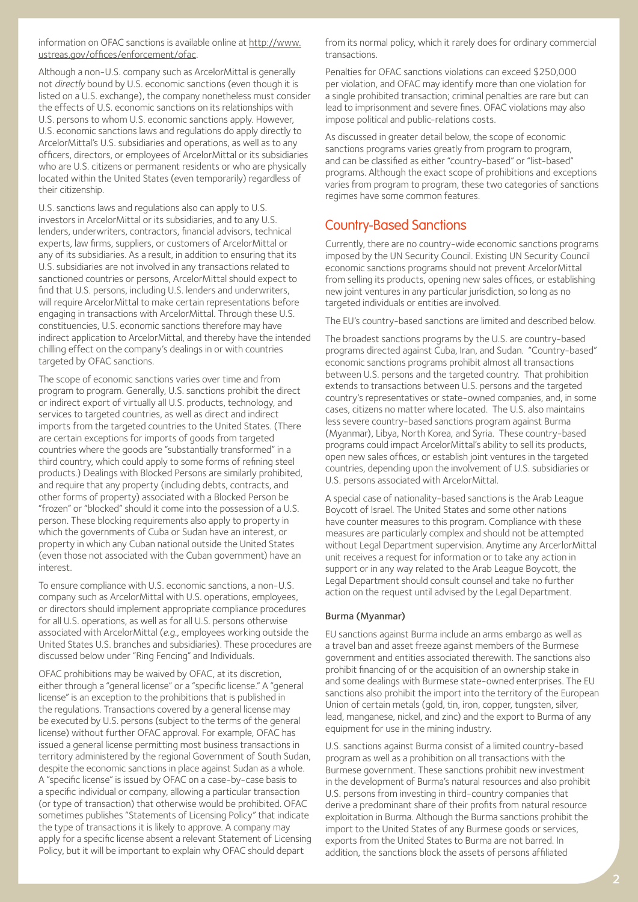information on OFAC sanctions is available online at http://www.ustreas.gov/offices/enforcement/ofac.

Although a non-U.S. company such as ArcelorMittal is generally not *directly* bound by U.S. economic sanctions (even though it is listed on a U.S. exchange), the company nonetheless must consider the effects of U.S. economic sanctions on its relationships with U.S. persons to whom U.S. economic sanctions apply. However, U.S. economic sanctions laws and regulations do apply directly to ArcelorMittal's U.S. subsidiaries and operations, as well as to any officers, directors, or employees of ArcelorMittal or its subsidiaries who are U.S. citizens or permanent residents or who are physically located within the United States (even temporarily) regardless of their citizenship.

U.S. sanctions laws and regulations also can apply to U.S. investors in ArcelorMittal or its subsidiaries, and to any U.S. lenders, underwriters, contractors, financial advisors, technical experts, law firms, suppliers, or customers of ArcelorMittal or any of its subsidiaries. As a result, in addition to ensuring that its U.S. subsidiaries are not involved in any transactions related to sanctioned countries or persons, ArcelorMittal should expect to find that U.S. persons, including U.S. lenders and underwriters, will require ArcelorMittal to make certain representations before engaging in transactions with ArcelorMittal. Through these U.S. constituencies, U.S. economic sanctions therefore may have indirect application to ArcelorMittal, and thereby have the intended chilling effect on the company's dealings in or with countries targeted by OFAC sanctions.

The scope of economic sanctions varies over time and from program to program. Generally, U.S. sanctions prohibit the direct or indirect export of virtually all U.S. products, technology, and services to targeted countries, as well as direct and indirect imports from the targeted countries to the United States. (There are certain exceptions for imports of goods from targeted countries where the goods are "substantially transformed" in a third country, which could apply to some forms of refining steel products.) Dealings with Blocked Persons are similarly prohibited, and require that any property (including debts, contracts, and other forms of property) associated with a Blocked Person be "frozen" or "blocked" should it come into the possession of a U.S. person. These blocking requirements also apply to property in which the governments of Cuba or Sudan have an interest, or property in which any Cuban national outside the United States (even those not associated with the Cuban government) have an interest.

To ensure compliance with U.S. economic sanctions, a non-U.S. company such as ArcelorMittal with U.S. operations, employees, or directors should implement appropriate compliance procedures for all U.S. operations, as well as for all U.S. persons otherwise associated with ArcelorMittal (*e.g.*, employees working outside the United States U.S. branches and subsidiaries). These procedures are discussed below under "Ring Fencing" and Individuals.

OFAC prohibitions may be waived by OFAC, at its discretion, either through a "general license" or a "specific license." A "general license" is an exception to the prohibitions that is published in the regulations. Transactions covered by a general license may be executed by U.S. persons (subject to the terms of the general license) without further OFAC approval. For example, OFAC has issued a general license permitting most business transactions in territory administered by the regional Government of South Sudan, despite the economic sanctions in place against Sudan as a whole. A "specific license" is issued by OFAC on a case-by-case basis to a specific individual or company, allowing a particular transaction (or type of transaction) that otherwise would be prohibited. OFAC sometimes publishes "Statements of Licensing Policy" that indicate the type of transactions it is likely to approve. A company may apply for a specific license absent a relevant Statement of Licensing Policy, but it will be important to explain why OFAC should depart from its normal policy, which it rarely does for ordinary commercial transactions.

Penalties for OFAC sanctions violations can exceed $250,000 per violation, and OFAC may identify more than one violation for a single prohibited transaction; criminal penalties are rare but can lead to imprisonment and severe fines. OFAC violations may also impose political and public-relations costs.

As discussed in greater detail below, the scope of economic sanctions programs varies greatly from program to program, and can be classified as either "country-based" or "list-based" programs. Although the exact scope of prohibitions and exceptions varies from program to program, these two categories of sanctions regimes have some common features.

## Country-Based Sanctions

Currently, there are no country-wide economic sanctions programs imposed by the UN Security Council. Existing UN Security Council economic sanctions programs should not prevent ArcelorMittal from selling its products, opening new sales offices, or establishing new joint ventures in any particular jurisdiction, so long as no targeted individuals or entities are involved.

The EU's country-based sanctions are limited and described below.

The broadest sanctions programs by the U.S. are country-based programs directed against Cuba, Iran, and Sudan. "Country-based" economic sanctions programs prohibit almost all transactions between U.S. persons and the targeted country. That prohibition extends to transactions between U.S. persons and the targeted country's representatives or state-owned companies, and, in some cases, citizens no matter where located. The U.S. also maintains less severe country-based sanctions program against Burma (Myanmar), Libya, North Korea, and Syria. These country-based programs could impact ArcelorMittal's ability to sell its products, open new sales offices, or establish joint ventures in the targeted countries, depending upon the involvement of U.S. subsidiaries or U.S. persons associated with ArcelorMittal.

A special case of nationality-based sanctions is the Arab League Boycott of Israel. The United States and some other nations have counter measures to this program. Compliance with these measures are particularly complex and should not be attempted without Legal Department supervision. Anytime any ArcerlorMittal unit receives a request for information or to take any action in support or in any way related to the Arab League Boycott, the Legal Department should consult counsel and take no further action on the request until advised by the Legal Department.

### Burma (Myanmar)

EU sanctions against Burma include an arms embargo as well as a travel ban and asset freeze against members of the Burmese government and entities associated therewith. The sanctions also prohibit financing of or the acquisition of an ownership stake in and some dealings with Burmese state-owned enterprises. The EU sanctions also prohibit the import into the territory of the European Union of certain metals (gold, tin, iron, copper, tungsten, silver, lead, manganese, nickel, and zinc) and the export to Burma of any equipment for use in the mining industry.

U.S. sanctions against Burma consist of a limited country-based program as well as a prohibition on all transactions with the Burmese government. These sanctions prohibit new investment in the development of Burma's natural resources and also prohibit U.S. persons from investing in third-country companies that derive a predominant share of their profits from natural resource exploitation in Burma. Although the Burma sanctions prohibit the import to the United States of any Burmese goods or services, exports from the United States to Burma are not barred. In addition, the sanctions block the assets of persons affiliated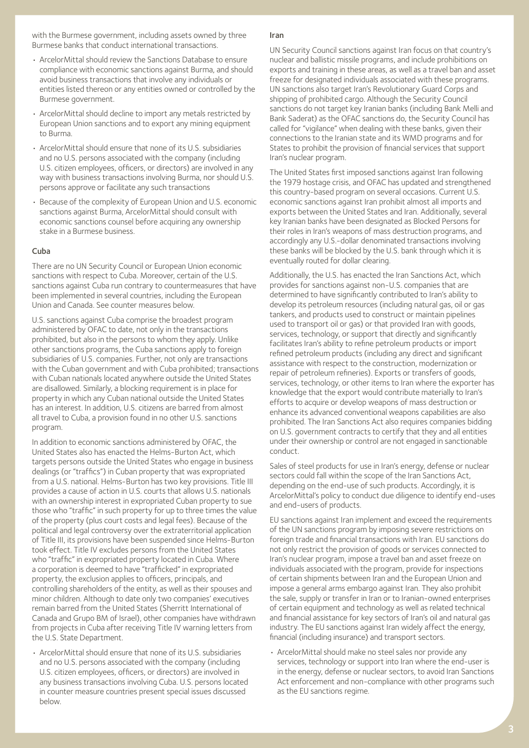with the Burmese government, including assets owned by three Burmese banks that conduct international transactions.

- ArcelorMittal should review the Sanctions Database to ensure compliance with economic sanctions against Burma, and should avoid business transactions that involve any individuals or entities listed thereon or any entities owned or controlled by the Burmese government.
- ArcelorMittal should decline to import any metals restricted by European Union sanctions and to export any mining equipment to Burma.
- ArcelorMittal should ensure that none of its U.S. subsidiaries and no U.S. persons associated with the company (including U.S. citizen employees, officers, or directors) are involved in any way with business transactions involving Burma, nor should U.S. persons approve or facilitate any such transactions
- Because of the complexity of European Union and U.S. economic sanctions against Burma, ArcelorMittal should consult with economic sanctions counsel before acquiring any ownership stake in a Burmese business.

### Cuba

There are no UN Security Council or European Union economic sanctions with respect to Cuba. Moreover, certain of the U.S. sanctions against Cuba run contrary to countermeasures that have been implemented in several countries, including the European Union and Canada. See counter measures below.

U.S. sanctions against Cuba comprise the broadest program administered by OFAC to date, not only in the transactions prohibited, but also in the persons to whom they apply. Unlike other sanctions programs, the Cuba sanctions apply to foreign subsidiaries of U.S. companies. Further, not only are transactions with the Cuban government and with Cuba prohibited; transactions with Cuban nationals located anywhere outside the United States are disallowed. Similarly, a blocking requirement is in place for property in which any Cuban national outside the United States has an interest. In addition, U.S. citizens are barred from almost all travel to Cuba, a provision found in no other U.S. sanctions program.

In addition to economic sanctions administered by OFAC, the United States also has enacted the Helms-Burton Act, which targets persons outside the United States who engage in business dealings (or "traffics") in Cuban property that was expropriated from a U.S. national. Helms-Burton has two key provisions. Title III provides a cause of action in U.S. courts that allows U.S. nationals with an ownership interest in expropriated Cuban property to sue those who "traffic" in such property for up to three times the value of the property (plus court costs and legal fees). Because of the political and legal controversy over the extraterritorial application of Title III, its provisions have been suspended since Helms-Burton took effect. Title IV excludes persons from the United States who "traffic" in expropriated property located in Cuba. Where a corporation is deemed to have "trafficked" in expropriated property, the exclusion applies to officers, principals, and controlling shareholders of the entity, as well as their spouses and minor children. Although to date only two companies' executives remain barred from the United States (Sherritt International of Canada and Grupo BM of Israel), other companies have withdrawn from projects in Cuba after receiving Title IV warning letters from the U.S. State Department.

- ArcelorMittal should ensure that none of its U.S. subsidiaries and no U.S. persons associated with the company (including U.S. citizen employees, officers, or directors) are involved in any business transactions involving Cuba. U.S. persons located in counter measure countries present special issues discussed below.

### Iran

UN Security Council sanctions against Iran focus on that country's nuclear and ballistic missile programs, and include prohibitions on exports and training in these areas, as well as a travel ban and asset freeze for designated individuals associated with these programs. UN sanctions also target Iran's Revolutionary Guard Corps and shipping of prohibited cargo. Although the Security Council sanctions do not target key Iranian banks (including Bank Melli and Bank Saderat) as the OFAC sanctions do, the Security Council has called for "vigilance" when dealing with these banks, given their connections to the Iranian state and its WMD programs and for States to prohibit the provision of financial services that support Iran's nuclear program.

The United States first imposed sanctions against Iran following the 1979 hostage crisis, and OFAC has updated and strengthened this country-based program on several occasions. Current U.S. economic sanctions against Iran prohibit almost all imports and exports between the United States and Iran. Additionally, several key Iranian banks have been designated as Blocked Persons for their roles in Iran's weapons of mass destruction programs, and accordingly any U.S.-dollar denominated transactions involving these banks will be blocked by the U.S. bank through which it is eventually routed for dollar clearing.

Additionally, the U.S. has enacted the Iran Sanctions Act, which provides for sanctions against non-U.S. companies that are determined to have significantly contributed to Iran's ability to develop its petroleum resources (including natural gas, oil or gas tankers, and products used to construct or maintain pipelines used to transport oil or gas) or that provided Iran with goods, services, technology, or support that directly and significantly facilitates Iran's ability to refine petroleum products or import refined petroleum products (including any direct and significant assistance with respect to the construction, modernization or repair of petroleum refineries). Exports or transfers of goods, services, technology, or other items to Iran where the exporter has knowledge that the export would contribute materially to Iran's efforts to acquire or develop weapons of mass destruction or enhance its advanced conventional weapons capabilities are also prohibited. The Iran Sanctions Act also requires companies bidding on U.S. government contracts to certify that they and all entities under their ownership or control are not engaged in sanctionable conduct.

Sales of steel products for use in Iran's energy, defense or nuclear sectors could fall within the scope of the Iran Sanctions Act, depending on the end-use of such products. Accordingly, it is ArcelorMittal's policy to conduct due diligence to identify end-uses and end-users of products.

EU sanctions against Iran implement and exceed the requirements of the UN sanctions program by imposing severe restrictions on foreign trade and financial transactions with Iran. EU sanctions do not only restrict the provision of goods or services connected to Iran's nuclear program, impose a travel ban and asset freeze on individuals associated with the program, provide for inspections of certain shipments between Iran and the European Union and impose a general arms embargo against Iran. They also prohibit the sale, supply or transfer in Iran or to Iranian-owned enterprises of certain equipment and technology as well as related technical and financial assistance for key sectors of Iran's oil and natural gas industry. The EU sanctions against Iran widely affect the energy, financial (including insurance) and transport sectors.

- ArcelorMittal should make no steel sales nor provide any services, technology or support into Iran where the end-user is in the energy, defense or nuclear sectors, to avoid Iran Sanctions Act enforcement and non-compliance with other programs such as the EU sanctions regime.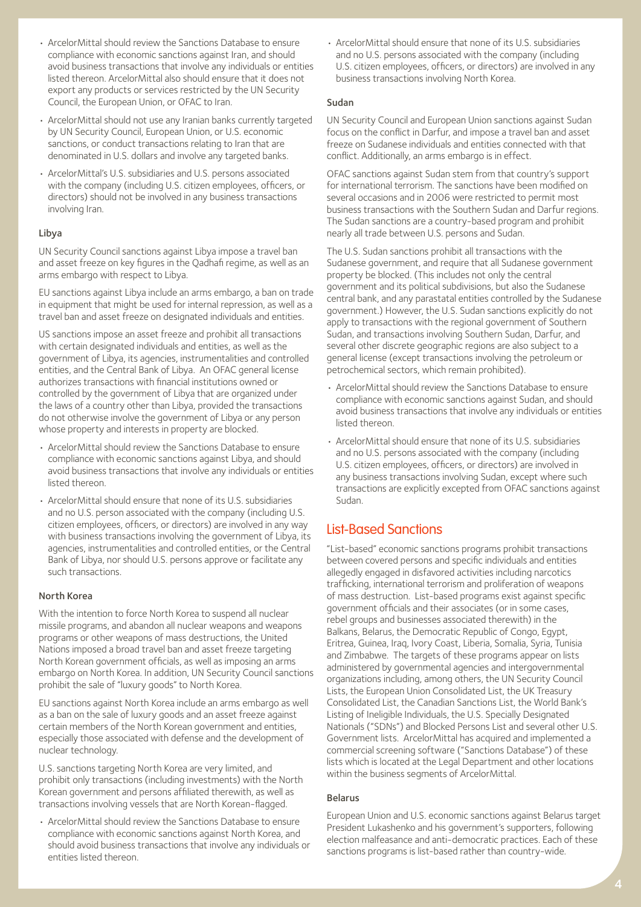- ArcelorMittal should review the Sanctions Database to ensure compliance with economic sanctions against Iran, and should avoid business transactions that involve any individuals or entities listed thereon. ArcelorMittal also should ensure that it does not export any products or services restricted by the UN Security Council, the European Union, or OFAC to Iran.
- ArcelorMittal should not use any Iranian banks currently targeted by UN Security Council, European Union, or U.S. economic sanctions, or conduct transactions relating to Iran that are denominated in U.S. dollars and involve any targeted banks.
- ArcelorMittal's U.S. subsidiaries and U.S. persons associated with the company (including U.S. citizen employees, officers, or directors) should not be involved in any business transactions involving Iran.

### Libya

UN Security Council sanctions against Libya impose a travel ban and asset freeze on key figures in the Qadhafi regime, as well as an arms embargo with respect to Libya.

EU sanctions against Libya include an arms embargo, a ban on trade in equipment that might be used for internal repression, as well as a travel ban and asset freeze on designated individuals and entities.

US sanctions impose an asset freeze and prohibit all transactions with certain designated individuals and entities, as well as the government of Libya, its agencies, instrumentalities and controlled entities, and the Central Bank of Libya. An OFAC general license authorizes transactions with financial institutions owned or controlled by the government of Libya that are organized under the laws of a country other than Libya, provided the transactions do not otherwise involve the government of Libya or any person whose property and interests in property are blocked.

- ArcelorMittal should review the Sanctions Database to ensure compliance with economic sanctions against Libya, and should avoid business transactions that involve any individuals or entities listed thereon.
- ArcelorMittal should ensure that none of its U.S. subsidiaries and no U.S. person associated with the company (including U.S. citizen employees, officers, or directors) are involved in any way with business transactions involving the government of Libya, its agencies, instrumentalities and controlled entities, or the Central Bank of Libya, nor should U.S. persons approve or facilitate any such transactions.

### North Korea

With the intention to force North Korea to suspend all nuclear missile programs, and abandon all nuclear weapons and weapons programs or other weapons of mass destructions, the United Nations imposed a broad travel ban and asset freeze targeting North Korean government officials, as well as imposing an arms embargo on North Korea. In addition, UN Security Council sanctions prohibit the sale of "luxury goods" to North Korea.

EU sanctions against North Korea include an arms embargo as well as a ban on the sale of luxury goods and an asset freeze against certain members of the North Korean government and entities, especially those associated with defense and the development of nuclear technology.

U.S. sanctions targeting North Korea are very limited, and prohibit only transactions (including investments) with the North Korean government and persons affiliated therewith, as well as transactions involving vessels that are North Korean-flagged.

- ArcelorMittal should review the Sanctions Database to ensure compliance with economic sanctions against North Korea, and should avoid business transactions that involve any individuals or entities listed thereon.
- ArcelorMittal should ensure that none of its U.S. subsidiaries and no U.S. persons associated with the company (including U.S. citizen employees, officers, or directors) are involved in any business transactions involving North Korea.

### Sudan

UN Security Council and European Union sanctions against Sudan focus on the conflict in Darfur, and impose a travel ban and asset freeze on Sudanese individuals and entities connected with that conflict. Additionally, an arms embargo is in effect.

OFAC sanctions against Sudan stem from that country's support for international terrorism. The sanctions have been modified on several occasions and in 2006 were restricted to permit most business transactions with the Southern Sudan and Darfur regions. The Sudan sanctions are a country-based program and prohibit nearly all trade between U.S. persons and Sudan.

The U.S. Sudan sanctions prohibit all transactions with the Sudanese government, and require that all Sudanese government property be blocked. (This includes not only the central government and its political subdivisions, but also the Sudanese central bank, and any parastatal entities controlled by the Sudanese government.) However, the U.S. Sudan sanctions explicitly do not apply to transactions with the regional government of Southern Sudan, and transactions involving Southern Sudan, Darfur, and several other discrete geographic regions are also subject to a general license (except transactions involving the petroleum or petrochemical sectors, which remain prohibited).

- ArcelorMittal should review the Sanctions Database to ensure compliance with economic sanctions against Sudan, and should avoid business transactions that involve any individuals or entities listed thereon.
- ArcelorMittal should ensure that none of its U.S. subsidiaries and no U.S. persons associated with the company (including U.S. citizen employees, officers, or directors) are involved in any business transactions involving Sudan, except where such transactions are explicitly excepted from OFAC sanctions against Sudan.

## List-Based Sanctions

"List-based" economic sanctions programs prohibit transactions between covered persons and specific individuals and entities allegedly engaged in disfavored activities including narcotics trafficking, international terrorism and proliferation of weapons of mass destruction. List-based programs exist against specific government officials and their associates (or in some cases, rebel groups and businesses associated therewith) in the Balkans, Belarus, the Democratic Republic of Congo, Egypt, Eritrea, Guinea, Iraq, Ivory Coast, Liberia, Somalia, Syria, Tunisia and Zimbabwe. The targets of these programs appear on lists administered by governmental agencies and intergovernmental organizations including, among others, the UN Security Council Lists, the European Union Consolidated List, the UK Treasury Consolidated List, the Canadian Sanctions List, the World Bank's Listing of Ineligible Individuals, the U.S. Specially Designated Nationals ("SDNs") and Blocked Persons List and several other U.S. Government lists. ArcelorMittal has acquired and implemented a commercial screening software ("Sanctions Database") of these lists which is located at the Legal Department and other locations within the business segments of ArcelorMittal.

### Belarus

European Union and U.S. economic sanctions against Belarus target President Lukashenko and his government's supporters, following election malfeasance and anti-democratic practices. Each of these sanctions programs is list-based rather than country-wide.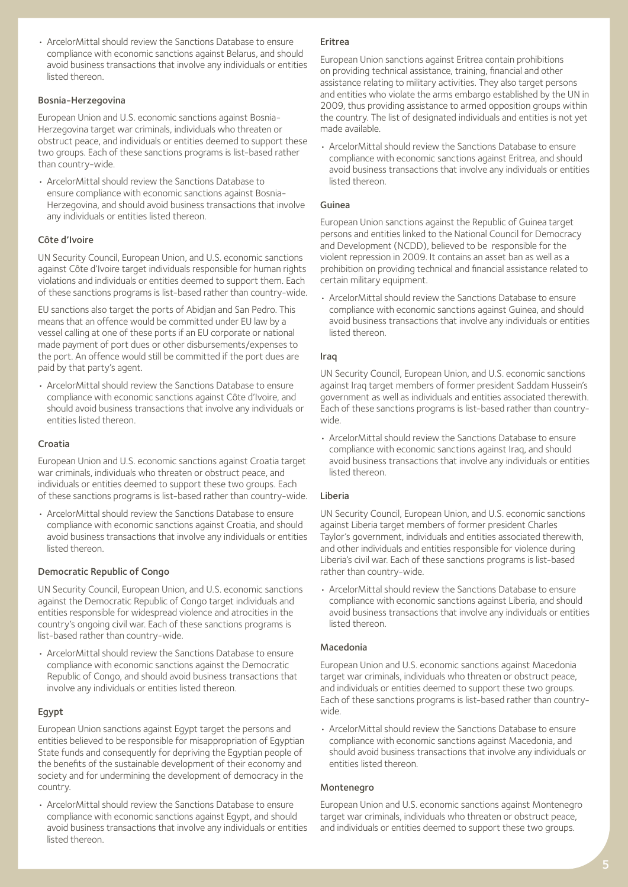- ArcelorMittal should review the Sanctions Database to ensure compliance with economic sanctions against Belarus, and should avoid business transactions that involve any individuals or entities listed thereon.

### Bosnia-Herzegovina

European Union and U.S. economic sanctions against Bosnia-Herzegovina target war criminals, individuals who threaten or obstruct peace, and individuals or entities deemed to support these two groups. Each of these sanctions programs is list-based rather than country-wide.

- ArcelorMittal should review the Sanctions Database to ensure compliance with economic sanctions against Bosnia-Herzegovina, and should avoid business transactions that involve any individuals or entities listed thereon.

### Côte d'Ivoire

UN Security Council, European Union, and U.S. economic sanctions against Côte d'Ivoire target individuals responsible for human rights violations and individuals or entities deemed to support them. Each of these sanctions programs is list-based rather than country-wide.

EU sanctions also target the ports of Abidjan and San Pedro. This means that an offence would be committed under EU law by a vessel calling at one of these ports if an EU corporate or national made payment of port dues or other disbursements/expenses to the port. An offence would still be committed if the port dues are paid by that party's agent.

- ArcelorMittal should review the Sanctions Database to ensure compliance with economic sanctions against Côte d'Ivoire, and should avoid business transactions that involve any individuals or entities listed thereon.

### Croatia

European Union and U.S. economic sanctions against Croatia target war criminals, individuals who threaten or obstruct peace, and individuals or entities deemed to support these two groups. Each of these sanctions programs is list-based rather than country-wide.

- ArcelorMittal should review the Sanctions Database to ensure compliance with economic sanctions against Croatia, and should avoid business transactions that involve any individuals or entities listed thereon.

### Democratic Republic of Congo

UN Security Council, European Union, and U.S. economic sanctions against the Democratic Republic of Congo target individuals and entities responsible for widespread violence and atrocities in the country's ongoing civil war. Each of these sanctions programs is list-based rather than country-wide.

- ArcelorMittal should review the Sanctions Database to ensure compliance with economic sanctions against the Democratic Republic of Congo, and should avoid business transactions that involve any individuals or entities listed thereon.

### Egypt

European Union sanctions against Egypt target the persons and entities believed to be responsible for misappropriation of Egyptian State funds and consequently for depriving the Egyptian people of the benefits of the sustainable development of their economy and society and for undermining the development of democracy in the country.

- ArcelorMittal should review the Sanctions Database to ensure compliance with economic sanctions against Egypt, and should avoid business transactions that involve any individuals or entities listed thereon.

### Eritrea

European Union sanctions against Eritrea contain prohibitions on providing technical assistance, training, financial and other assistance relating to military activities. They also target persons and entities who violate the arms embargo established by the UN in 2009, thus providing assistance to armed opposition groups within the country. The list of designated individuals and entities is not yet made available.

- ArcelorMittal should review the Sanctions Database to ensure compliance with economic sanctions against Eritrea, and should avoid business transactions that involve any individuals or entities listed thereon.

### Guinea

European Union sanctions against the Republic of Guinea target persons and entities linked to the National Council for Democracy and Development (NCDD), believed to be responsible for the violent repression in 2009. It contains an asset ban as well as a prohibition on providing technical and financial assistance related to certain military equipment.

- ArcelorMittal should review the Sanctions Database to ensure compliance with economic sanctions against Guinea, and should avoid business transactions that involve any individuals or entities listed thereon.

### Iraq

UN Security Council, European Union, and U.S. economic sanctions against Iraq target members of former president Saddam Hussein's government as well as individuals and entities associated therewith. Each of these sanctions programs is list-based rather than country-wide.

- ArcelorMittal should review the Sanctions Database to ensure compliance with economic sanctions against Iraq, and should avoid business transactions that involve any individuals or entities listed thereon.

### Liberia

UN Security Council, European Union, and U.S. economic sanctions against Liberia target members of former president Charles Taylor's government, individuals and entities associated therewith, and other individuals and entities responsible for violence during Liberia's civil war. Each of these sanctions programs is list-based rather than country-wide.

- ArcelorMittal should review the Sanctions Database to ensure compliance with economic sanctions against Liberia, and should avoid business transactions that involve any individuals or entities listed thereon.

### Macedonia

European Union and U.S. economic sanctions against Macedonia target war criminals, individuals who threaten or obstruct peace, and individuals or entities deemed to support these two groups. Each of these sanctions programs is list-based rather than country-wide.

- ArcelorMittal should review the Sanctions Database to ensure compliance with economic sanctions against Macedonia, and should avoid business transactions that involve any individuals or entities listed thereon.

### Montenegro

European Union and U.S. economic sanctions against Montenegro target war criminals, individuals who threaten or obstruct peace, and individuals or entities deemed to support these two groups.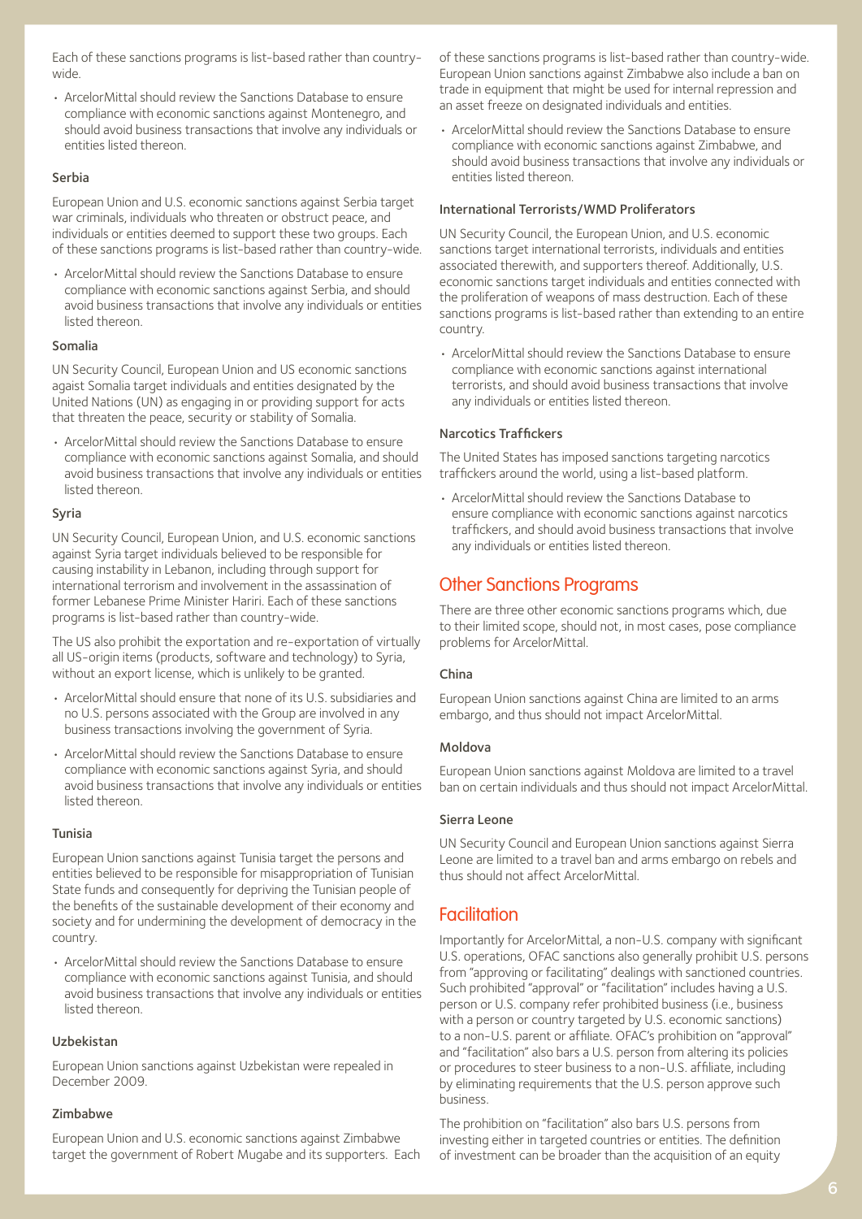Each of these sanctions programs is list-based rather than country-wide.

- ArcelorMittal should review the Sanctions Database to ensure compliance with economic sanctions against Montenegro, and should avoid business transactions that involve any individuals or entities listed thereon.

### Serbia

European Union and U.S. economic sanctions against Serbia target war criminals, individuals who threaten or obstruct peace, and individuals or entities deemed to support these two groups. Each of these sanctions programs is list-based rather than country-wide.

- ArcelorMittal should review the Sanctions Database to ensure compliance with economic sanctions against Serbia, and should avoid business transactions that involve any individuals or entities listed thereon.

### Somalia

UN Security Council, European Union and US economic sanctions agaist Somalia target individuals and entities designated by the United Nations (UN) as engaging in or providing support for acts that threaten the peace, security or stability of Somalia.

- ArcelorMittal should review the Sanctions Database to ensure compliance with economic sanctions against Somalia, and should avoid business transactions that involve any individuals or entities listed thereon.

### Syria

UN Security Council, European Union, and U.S. economic sanctions against Syria target individuals believed to be responsible for causing instability in Lebanon, including through support for international terrorism and involvement in the assassination of former Lebanese Prime Minister Hariri. Each of these sanctions programs is list-based rather than country-wide.

The US also prohibit the exportation and re-exportation of virtually all US-origin items (products, software and technology) to Syria, without an export license, which is unlikely to be granted.

- ArcelorMittal should ensure that none of its U.S. subsidiaries and no U.S. persons associated with the Group are involved in any business transactions involving the government of Syria.
- ArcelorMittal should review the Sanctions Database to ensure compliance with economic sanctions against Syria, and should avoid business transactions that involve any individuals or entities listed thereon.

### Tunisia

European Union sanctions against Tunisia target the persons and entities believed to be responsible for misappropriation of Tunisian State funds and consequently for depriving the Tunisian people of the benefits of the sustainable development of their economy and society and for undermining the development of democracy in the country.

- ArcelorMittal should review the Sanctions Database to ensure compliance with economic sanctions against Tunisia, and should avoid business transactions that involve any individuals or entities listed thereon.

### Uzbekistan

European Union sanctions against Uzbekistan were repealed in December 2009.

### Zimbabwe

European Union and U.S. economic sanctions against Zimbabwe target the government of Robert Mugabe and its supporters. Each of these sanctions programs is list-based rather than country-wide. European Union sanctions against Zimbabwe also include a ban on trade in equipment that might be used for internal repression and an asset freeze on designated individuals and entities.

- ArcelorMittal should review the Sanctions Database to ensure compliance with economic sanctions against Zimbabwe, and should avoid business transactions that involve any individuals or entities listed thereon.

### International Terrorists/WMD Proliferators

UN Security Council, the European Union, and U.S. economic sanctions target international terrorists, individuals and entities associated therewith, and supporters thereof. Additionally, U.S. economic sanctions target individuals and entities connected with the proliferation of weapons of mass destruction. Each of these sanctions programs is list-based rather than extending to an entire country.

- ArcelorMittal should review the Sanctions Database to ensure compliance with economic sanctions against international terrorists, and should avoid business transactions that involve any individuals or entities listed thereon.

### Narcotics Traffickers

The United States has imposed sanctions targeting narcotics traffickers around the world, using a list-based platform.

- ArcelorMittal should review the Sanctions Database to ensure compliance with economic sanctions against narcotics traffickers, and should avoid business transactions that involve any individuals or entities listed thereon.

## Other Sanctions Programs

There are three other economic sanctions programs which, due to their limited scope, should not, in most cases, pose compliance problems for ArcelorMittal.

### China

European Union sanctions against China are limited to an arms embargo, and thus should not impact ArcelorMittal.

### Moldova

European Union sanctions against Moldova are limited to a travel ban on certain individuals and thus should not impact ArcelorMittal.

### Sierra Leone

UN Security Council and European Union sanctions against Sierra Leone are limited to a travel ban and arms embargo on rebels and thus should not affect ArcelorMittal.

## Facilitation

Importantly for ArcelorMittal, a non-U.S. company with significant U.S. operations, OFAC sanctions also generally prohibit U.S. persons from "approving or facilitating" dealings with sanctioned countries. Such prohibited "approval" or "facilitation" includes having a U.S. person or U.S. company refer prohibited business (i.e., business with a person or country targeted by U.S. economic sanctions) to a non-U.S. parent or affiliate. OFAC's prohibition on "approval" and "facilitation" also bars a U.S. person from altering its policies or procedures to steer business to a non-U.S. affiliate, including by eliminating requirements that the U.S. person approve such business.

The prohibition on "facilitation" also bars U.S. persons from investing either in targeted countries or entities. The definition of investment can be broader than the acquisition of an equity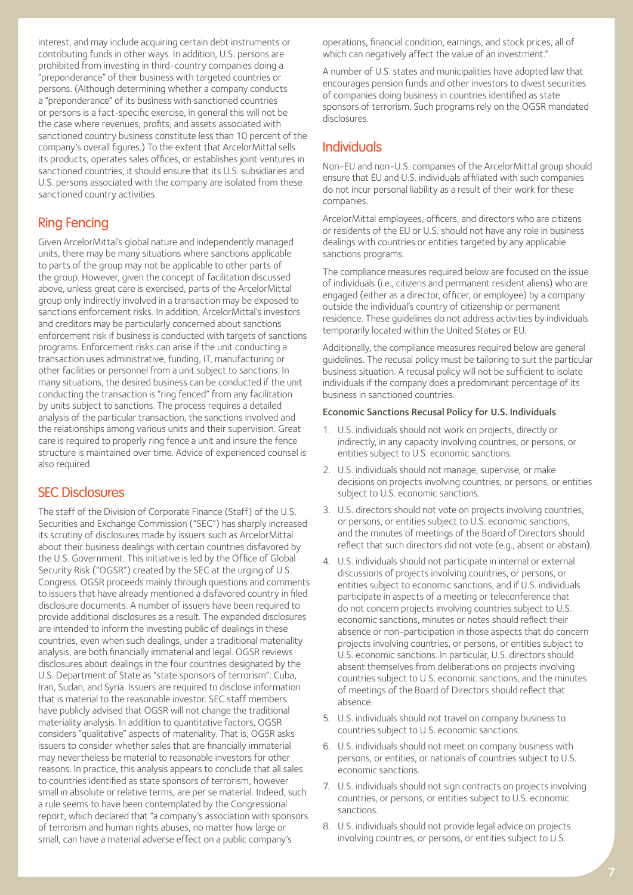interest, and may include acquiring certain debt instruments or contributing funds in other ways. In addition, U.S. persons are prohibited from investing in third-country companies doing a "preponderance" of their business with targeted countries or persons. (Although determining whether a company conducts a "preponderance" of its business with sanctioned countries or persons is a fact-specific exercise, in general this will not be the case where revenues, profits, and assets associated with sanctioned country business constitute less than 10 percent of the company's overall figures.) To the extent that ArcelorMittal sells its products, operates sales offices, or establishes joint ventures in sanctioned countries, it should ensure that its U.S. subsidiaries and U.S. persons associated with the company are isolated from these sanctioned country activities.

## Ring Fencing

Given ArcelorMittal's global nature and independently managed units, there may be many situations where sanctions applicable to parts of the group may not be applicable to other parts of the group. However, given the concept of facilitation discussed above, unless great care is exercised, parts of the ArcelorMittal group only indirectly involved in a transaction may be exposed to sanctions enforcement risks. In addition, ArcelorMittal's investors and creditors may be particularly concerned about sanctions enforcement risk if business is conducted with targets of sanctions programs. Enforcement risks can arise if the unit conducting a transaction uses administrative, funding, IT, manufacturing or other facilities or personnel from a unit subject to sanctions. In many situations, the desired business can be conducted if the unit conducting the transaction is "ring fenced" from any facilitation by units subject to sanctions. The process requires a detailed analysis of the particular transaction, the sanctions involved and the relationships among various units and their supervision. Great care is required to properly ring fence a unit and insure the fence structure is maintained over time. Advice of experienced counsel is also required.

## SEC Disclosures

The staff of the Division of Corporate Finance (Staff) of the U.S. Securities and Exchange Commission ("SEC") has sharply increased its scrutiny of disclosures made by issuers such as ArcelorMittal about their business dealings with certain countries disfavored by the U.S. Government. This initiative is led by the Office of Global Security Risk ("OGSR") created by the SEC at the urging of U.S. Congress. OGSR proceeds mainly through questions and comments to issuers that have already mentioned a disfavored country in filed disclosure documents. A number of issuers have been required to provide additional disclosures as a result. The expanded disclosures are intended to inform the investing public of dealings in these countries, even when such dealings, under a traditional materiality analysis, are both financially immaterial and legal. OGSR reviews disclosures about dealings in the four countries designated by the U.S. Department of State as "state sponsors of terrorism": Cuba, Iran, Sudan, and Syria. Issuers are required to disclose information that is material to the reasonable investor. SEC staff members have publicly advised that OGSR will not change the traditional materiality analysis. In addition to quantitative factors, OGSR considers "qualitative" aspects of materiality. That is, OGSR asks issuers to consider whether sales that are financially immaterial may nevertheless be material to reasonable investors for other reasons. In practice, this analysis appears to conclude that all sales to countries identified as state sponsors of terrorism, however small in absolute or relative terms, are per se material. Indeed, such a rule seems to have been contemplated by the Congressional report, which declared that "a company's association with sponsors of terrorism and human rights abuses, no matter how large or small, can have a material adverse effect on a public company's operations, financial condition, earnings, and stock prices, all of which can negatively affect the value of an investment."

A number of U.S. states and municipalities have adopted law that encourages pension funds and other investors to divest securities of companies doing business in countries identified as state sponsors of terrorism. Such programs rely on the OGSR mandated disclosures.

## Individuals

Non-EU and non-U.S. companies of the ArcelorMittal group should ensure that EU and U.S. individuals affiliated with such companies do not incur personal liability as a result of their work for these companies.

ArcelorMittal employees, officers, and directors who are citizens or residents of the EU or U.S. should not have any role in business dealings with countries or entities targeted by any applicable sanctions programs.

The compliance measures required below are focused on the issue of individuals (i.e., citizens and permanent resident aliens) who are engaged (either as a director, officer, or employee) by a company outside the individual's country of citizenship or permanent residence. These guidelines do not address activities by individuals temporarily located within the United States or EU.

Additionally, the compliance measures required below are general guidelines. The recusal policy must be tailoring to suit the particular business situation. A recusal policy will not be sufficient to isolate individuals if the company does a predominant percentage of its business in sanctioned countries.

**Economic Sanctions Recusal Policy for U.S. Individuals**

1. U.S. individuals should not work on projects, directly or indirectly, in any capacity involving countries, or persons, or entities subject to U.S. economic sanctions.
2. U.S. individuals should not manage, supervise, or make decisions on projects involving countries, or persons, or entities subject to U.S. economic sanctions.
3. U.S. directors should not vote on projects involving countries, or persons, or entities subject to U.S. economic sanctions, and the minutes of meetings of the Board of Directors should reflect that such directors did not vote (e.g., absent or abstain).
4. U.S. individuals should not participate in internal or external discussions of projects involving countries, or persons, or entities subject to economic sanctions, and if U.S. individuals participate in aspects of a meeting or teleconference that do not concern projects involving countries subject to U.S. economic sanctions, minutes or notes should reflect their absence or non-participation in those aspects that do concern projects involving countries, or persons, or entities subject to U.S. economic sanctions. In particular, U.S. directors should absent themselves from deliberations on projects involving countries subject to U.S. economic sanctions, and the minutes of meetings of the Board of Directors should reflect that absence.
5. U.S. individuals should not travel on company business to countries subject to U.S. economic sanctions.
6. U.S. individuals should not meet on company business with persons, or entities, or nationals of countries subject to U.S. economic sanctions.
7. U.S. individuals should not sign contracts on projects involving countries, or persons, or entities subject to U.S. economic sanctions.
8. U.S. individuals should not provide legal advice on projects involving countries, or persons, or entities subject to U.S.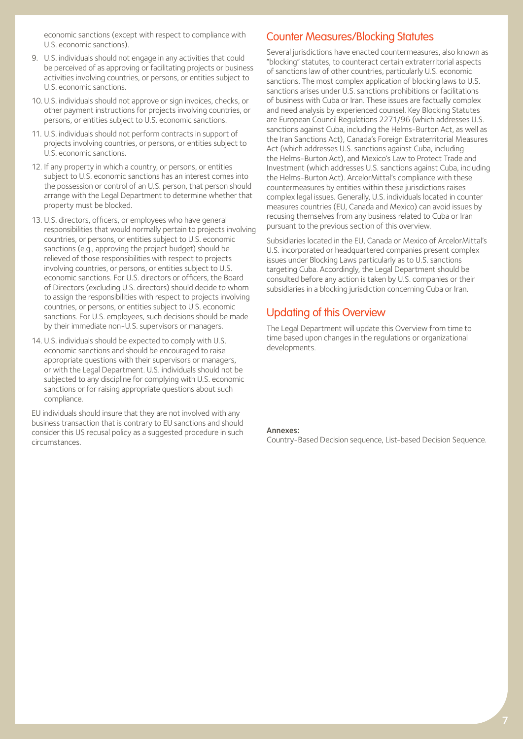economic sanctions (except with respect to compliance with U.S. economic sanctions).

9. U.S. individuals should not engage in any activities that could be perceived of as approving or facilitating projects or business activities involving countries, or persons, or entities subject to U.S. economic sanctions.
10. U.S. individuals should not approve or sign invoices, checks, or other payment instructions for projects involving countries, or persons, or entities subject to U.S. economic sanctions.
11. U.S. individuals should not perform contracts in support of projects involving countries, or persons, or entities subject to U.S. economic sanctions.
12. If any property in which a country, or persons, or entities subject to U.S. economic sanctions has an interest comes into the possession or control of an U.S. person, that person should arrange with the Legal Department to determine whether that property must be blocked.
13. U.S. directors, officers, or employees who have general responsibilities that would normally pertain to projects involving countries, or persons, or entities subject to U.S. economic sanctions (e.g., approving the project budget) should be relieved of those responsibilities with respect to projects involving countries, or persons, or entities subject to U.S. economic sanctions. For U.S. directors or officers, the Board of Directors (excluding U.S. directors) should decide to whom to assign the responsibilities with respect to projects involving countries, or persons, or entities subject to U.S. economic sanctions. For U.S. employees, such decisions should be made by their immediate non-U.S. supervisors or managers.
14. U.S. individuals should be expected to comply with U.S. economic sanctions and should be encouraged to raise appropriate questions with their supervisors or managers, or with the Legal Department. U.S. individuals should not be subjected to any discipline for complying with U.S. economic sanctions or for raising appropriate questions about such compliance.

EU individuals should insure that they are not involved with any business transaction that is contrary to EU sanctions and should consider this US recusal policy as a suggested procedure in such circumstances.

## Counter Measures/Blocking Statutes

Several jurisdictions have enacted countermeasures, also known as "blocking" statutes, to counteract certain extraterritorial aspects of sanctions law of other countries, particularly U.S. economic sanctions. The most complex application of blocking laws to U.S. sanctions arises under U.S. sanctions prohibitions or facilitations of business with Cuba or Iran. These issues are factually complex and need analysis by experienced counsel. Key Blocking Statutes are European Council Regulations 2271/96 (which addresses U.S. sanctions against Cuba, including the Helms-Burton Act, as well as the Iran Sanctions Act), Canada's Foreign Extraterritorial Measures Act (which addresses U.S. sanctions against Cuba, including the Helms-Burton Act), and Mexico's Law to Protect Trade and Investment (which addresses U.S. sanctions against Cuba, including the Helms-Burton Act). ArcelorMittal's compliance with these countermeasures by entities within these jurisdictions raises complex legal issues. Generally, U.S. individuals located in counter measures countries (EU, Canada and Mexico) can avoid issues by recusing themselves from any business related to Cuba or Iran pursuant to the previous section of this overview.

Subsidiaries located in the EU, Canada or Mexico of ArcelorMittal's U.S. incorporated or headquartered companies present complex issues under Blocking Laws particularly as to U.S. sanctions targeting Cuba. Accordingly, the Legal Department should be consulted before any action is taken by U.S. companies or their subsidiaries in a blocking jurisdiction concerning Cuba or Iran.

## Updating of this Overview

The Legal Department will update this Overview from time to time based upon changes in the regulations or organizational developments.

**Annexes:**
Country-Based Decision sequence, List-based Decision Sequence.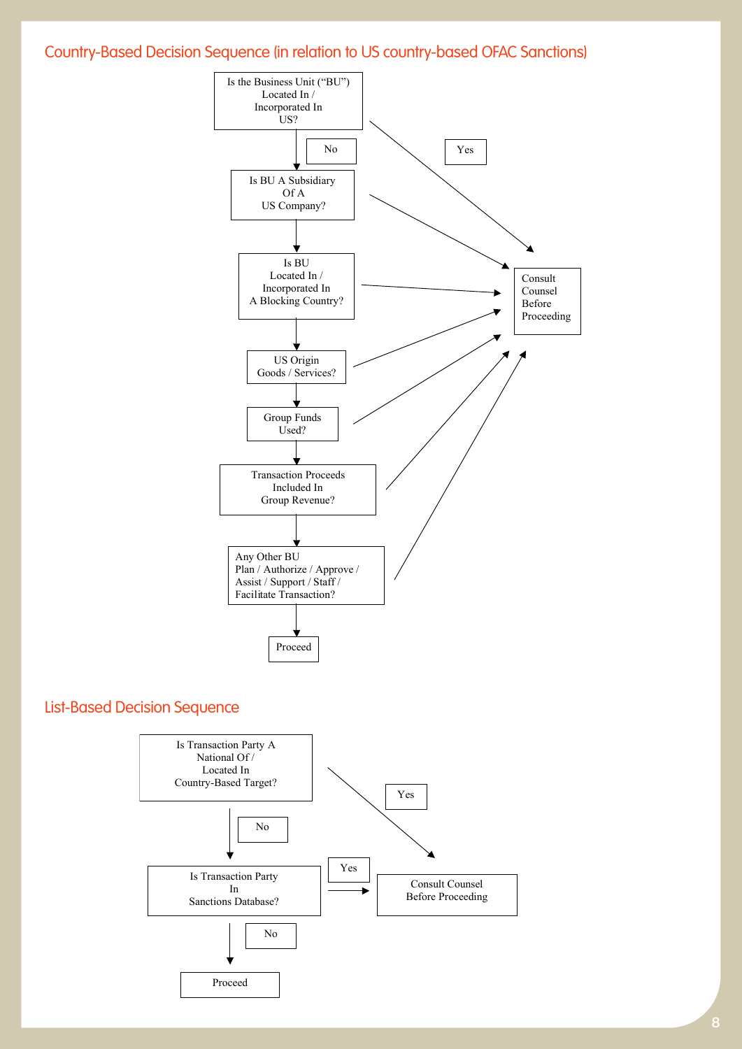## Country-Based Decision Sequence (in relation to US country-based OFAC Sanctions)

Is the Business Unit ("BU") Located In / Incorporated In US?

No

Yes

Is BU A Subsidiary Of A US Company?

Is BU Located In / Incorporated In A Blocking Country?

US Origin Goods / Services?

Group Funds Used?

Transaction Proceeds Included In Group Revenue?

Any Other BU Plan / Authorize / Approve / Assist / Support / Staff / Facilitate Transaction?

Proceed

Consult Counsel Before Proceeding

## List-Based Decision Sequence

Is Transaction Party A National Of / Located In Country-Based Target?

Yes

No

Is Transaction Party In Sanctions Database?

Yes

Consult Counsel Before Proceeding

No

Proceed